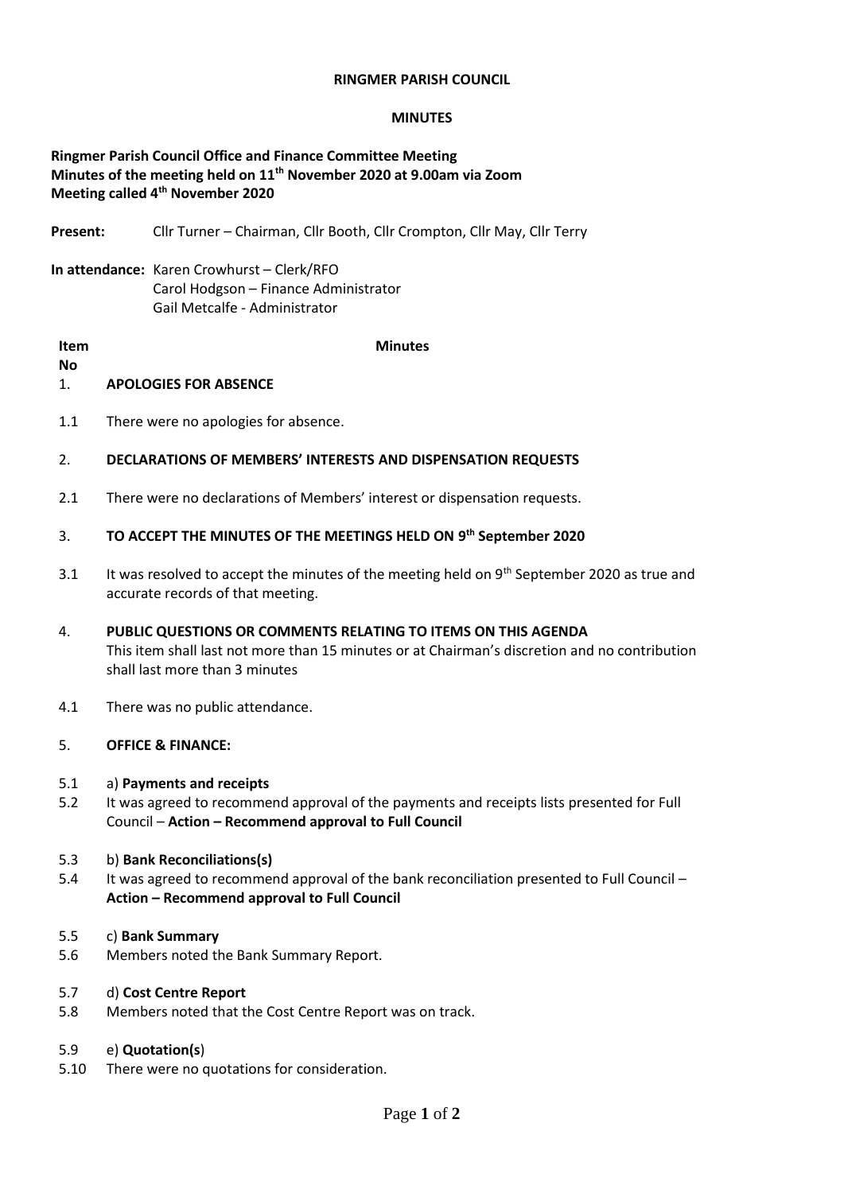**RINGMER PARISH COUNCIL**

**MINUTES**

**Ringmer Parish Council Office and Finance Committee Meeting**
**Minutes of the meeting held on 11th November 2020 at 9.00am via Zoom**
**Meeting called 4th November 2020**

**Present:** Cllr Turner – Chairman, Cllr Booth, Cllr Crompton, Cllr May, Cllr Terry

**In attendance:** Karen Crowhurst – Clerk/RFO
Carol Hodgson – Finance Administrator
Gail Metcalfe - Administrator

| Item No | Minutes |
|---|---|
| 1. | **APOLOGIES FOR ABSENCE** |
| 1.1 | There were no apologies for absence. |
| 2. | **DECLARATIONS OF MEMBERS' INTERESTS AND DISPENSATION REQUESTS** |
| 2.1 | There were no declarations of Members' interest or dispensation requests. |
| 3. | **TO ACCEPT THE MINUTES OF THE MEETINGS HELD ON 9th September 2020** |
| 3.1 | It was resolved to accept the minutes of the meeting held on 9th September 2020 as true and accurate records of that meeting. |
| 4. | **PUBLIC QUESTIONS OR COMMENTS RELATING TO ITEMS ON THIS AGENDA** This item shall last not more than 15 minutes or at Chairman's discretion and no contribution shall last more than 3 minutes |
| 4.1 | There was no public attendance. |
| 5. | **OFFICE & FINANCE:** |
| 5.1 | a) **Payments and receipts** |
| 5.2 | It was agreed to recommend approval of the payments and receipts lists presented for Full Council – **Action – Recommend approval to Full Council** |
| 5.3 | b) **Bank Reconciliations(s)** |
| 5.4 | It was agreed to recommend approval of the bank reconciliation presented to Full Council – **Action – Recommend approval to Full Council** |
| 5.5 | c) **Bank Summary** |
| 5.6 | Members noted the Bank Summary Report. |
| 5.7 | d) **Cost Centre Report** |
| 5.8 | Members noted that the Cost Centre Report was on track. |
| 5.9 | e) **Quotation(s**) |
| 5.10 | There were no quotations for consideration. |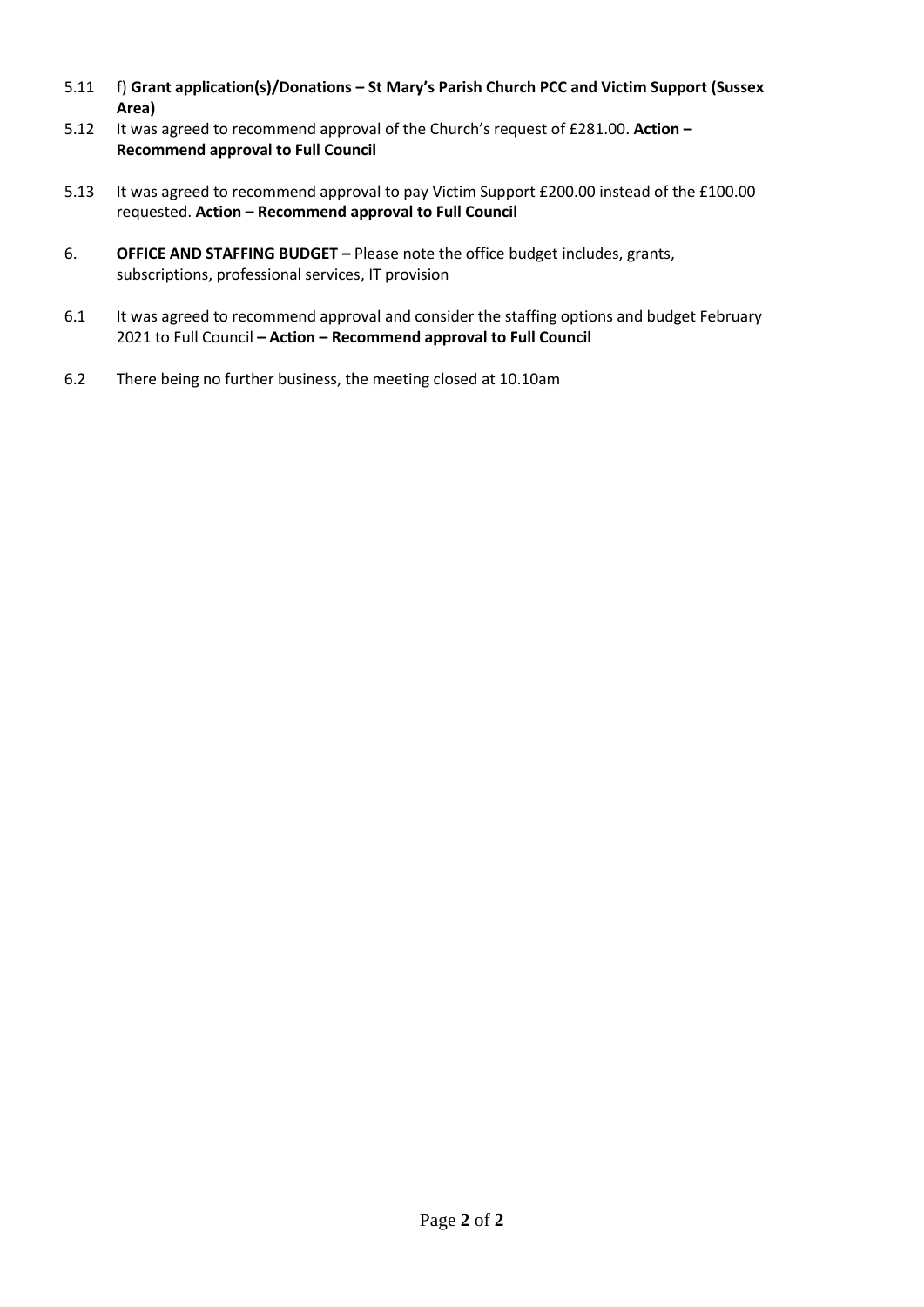5.11 f) **Grant application(s)/Donations – St Mary's Parish Church PCC and Victim Support (Sussex Area)**

5.12 It was agreed to recommend approval of the Church's request of £281.00. **Action – Recommend approval to Full Council**

5.13 It was agreed to recommend approval to pay Victim Support £200.00 instead of the £100.00 requested. **Action – Recommend approval to Full Council**

6. **OFFICE AND STAFFING BUDGET –** Please note the office budget includes, grants, subscriptions, professional services, IT provision

6.1 It was agreed to recommend approval and consider the staffing options and budget February 2021 to Full Council **– Action – Recommend approval to Full Council**

6.2 There being no further business, the meeting closed at 10.10am